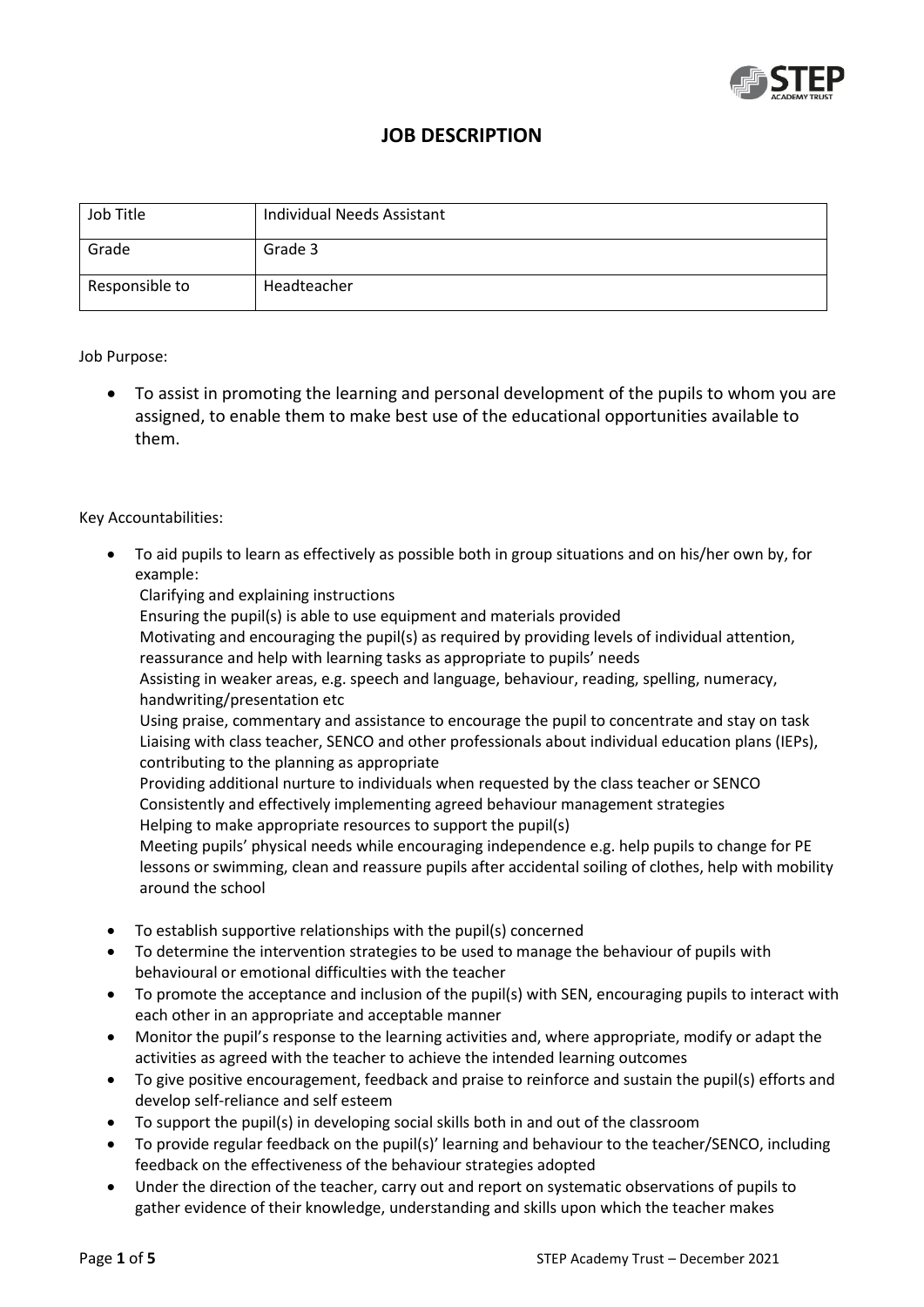# JOB DESCRIPTION

| Job Title | Individual Needs Assistant |
|---|---|
| Grade | Grade 3 |
| Responsible to | Headteacher |

Job Purpose:

- To assist in promoting the learning and personal development of the pupils to whom you are assigned, to enable them to make best use of the educational opportunities available to them.

Key Accountabilities:

- To aid pupils to learn as effectively as possible both in group situations and on his/her own by, for example:
  Clarifying and explaining instructions
  Ensuring the pupil(s) is able to use equipment and materials provided
  Motivating and encouraging the pupil(s) as required by providing levels of individual attention, reassurance and help with learning tasks as appropriate to pupils' needs
  Assisting in weaker areas, e.g. speech and language, behaviour, reading, spelling, numeracy, handwriting/presentation etc
  Using praise, commentary and assistance to encourage the pupil to concentrate and stay on task
  Liaising with class teacher, SENCO and other professionals about individual education plans (IEPs), contributing to the planning as appropriate
  Providing additional nurture to individuals when requested by the class teacher or SENCO
  Consistently and effectively implementing agreed behaviour management strategies
  Helping to make appropriate resources to support the pupil(s)
  Meeting pupils' physical needs while encouraging independence e.g. help pupils to change for PE lessons or swimming, clean and reassure pupils after accidental soiling of clothes, help with mobility around the school
- To establish supportive relationships with the pupil(s) concerned
- To determine the intervention strategies to be used to manage the behaviour of pupils with behavioural or emotional difficulties with the teacher
- To promote the acceptance and inclusion of the pupil(s) with SEN, encouraging pupils to interact with each other in an appropriate and acceptable manner
- Monitor the pupil's response to the learning activities and, where appropriate, modify or adapt the activities as agreed with the teacher to achieve the intended learning outcomes
- To give positive encouragement, feedback and praise to reinforce and sustain the pupil(s) efforts and develop self-reliance and self esteem
- To support the pupil(s) in developing social skills both in and out of the classroom
- To provide regular feedback on the pupil(s)' learning and behaviour to the teacher/SENCO, including feedback on the effectiveness of the behaviour strategies adopted
- Under the direction of the teacher, carry out and report on systematic observations of pupils to gather evidence of their knowledge, understanding and skills upon which the teacher makes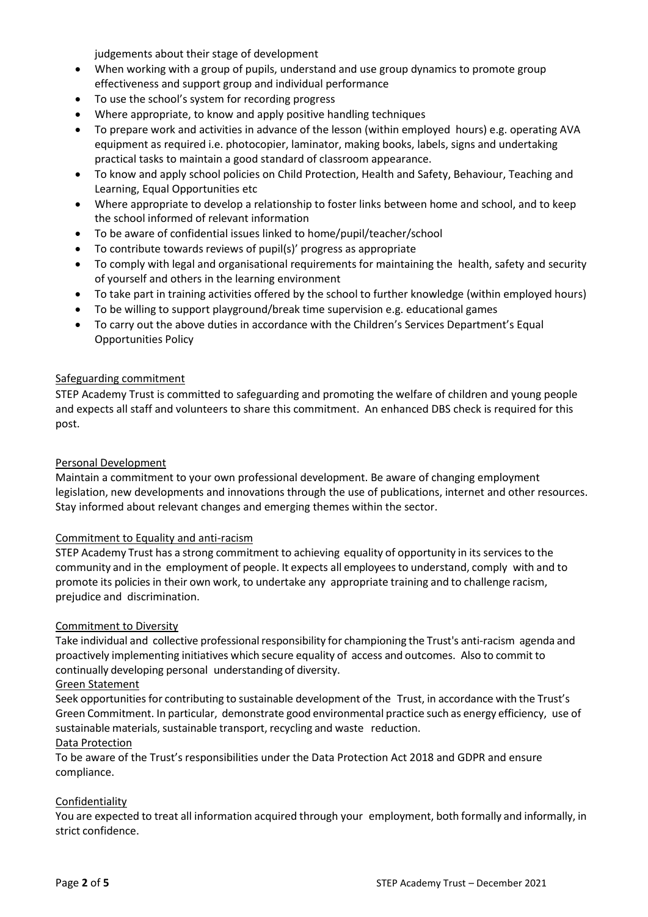judgements about their stage of development

- When working with a group of pupils, understand and use group dynamics to promote group effectiveness and support group and individual performance
- To use the school's system for recording progress
- Where appropriate, to know and apply positive handling techniques
- To prepare work and activities in advance of the lesson (within employed hours) e.g. operating AVA equipment as required i.e. photocopier, laminator, making books, labels, signs and undertaking practical tasks to maintain a good standard of classroom appearance.
- To know and apply school policies on Child Protection, Health and Safety, Behaviour, Teaching and Learning, Equal Opportunities etc
- Where appropriate to develop a relationship to foster links between home and school, and to keep the school informed of relevant information
- To be aware of confidential issues linked to home/pupil/teacher/school
- To contribute towards reviews of pupil(s)' progress as appropriate
- To comply with legal and organisational requirements for maintaining the health, safety and security of yourself and others in the learning environment
- To take part in training activities offered by the school to further knowledge (within employed hours)
- To be willing to support playground/break time supervision e.g. educational games
- To carry out the above duties in accordance with the Children's Services Department's Equal Opportunities Policy

<u>Safeguarding commitment</u>

STEP Academy Trust is committed to safeguarding and promoting the welfare of children and young people and expects all staff and volunteers to share this commitment. An enhanced DBS check is required for this post.

<u>Personal Development</u>

Maintain a commitment to your own professional development. Be aware of changing employment legislation, new developments and innovations through the use of publications, internet and other resources. Stay informed about relevant changes and emerging themes within the sector.

<u>Commitment to Equality and anti-racism</u>

STEP Academy Trust has a strong commitment to achieving equality of opportunity in its services to the community and in the employment of people. It expects all employees to understand, comply with and to promote its policies in their own work, to undertake any appropriate training and to challenge racism, prejudice and discrimination.

<u>Commitment to Diversity</u>

Take individual and collective professional responsibility for championing the Trust's anti-racism agenda and proactively implementing initiatives which secure equality of access and outcomes. Also to commit to continually developing personal understanding of diversity.

<u>Green Statement</u>

Seek opportunities for contributing to sustainable development of the Trust, in accordance with the Trust's Green Commitment. In particular, demonstrate good environmental practice such as energy efficiency, use of sustainable materials, sustainable transport, recycling and waste reduction.

<u>Data Protection</u>

To be aware of the Trust's responsibilities under the Data Protection Act 2018 and GDPR and ensure compliance.

<u>Confidentiality</u>

You are expected to treat all information acquired through your employment, both formally and informally, in strict confidence.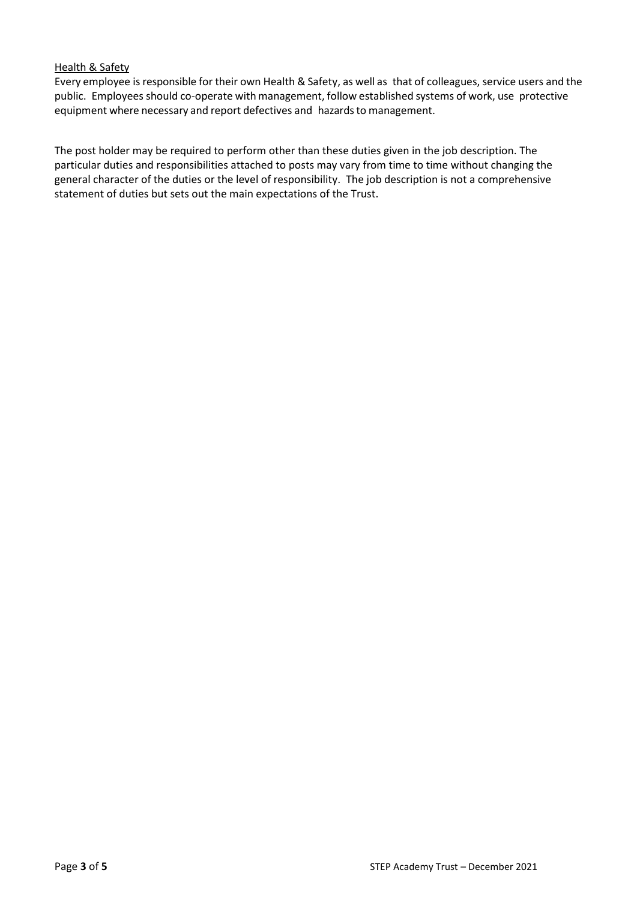Health & Safety

Every employee is responsible for their own Health & Safety, as well as that of colleagues, service users and the public. Employees should co-operate with management, follow established systems of work, use protective equipment where necessary and report defectives and hazards to management.

The post holder may be required to perform other than these duties given in the job description. The particular duties and responsibilities attached to posts may vary from time to time without changing the general character of the duties or the level of responsibility. The job description is not a comprehensive statement of duties but sets out the main expectations of the Trust.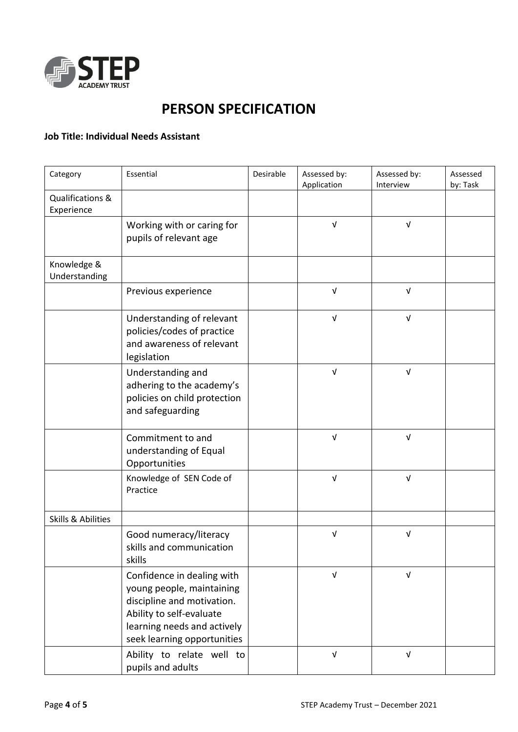# PERSON SPECIFICATION

**Job Title: Individual Needs Assistant**

| Category | Essential | Desirable | Assessed by: Application | Assessed by: Interview | Assessed by: Task |
|---|---|---|---|---|---|
| Qualifications & Experience | | | | | |
| | Working with or caring for pupils of relevant age | | √ | √ | |
| Knowledge & Understanding | | | | | |
| | Previous experience | | √ | √ | |
| | Understanding of relevant policies/codes of practice and awareness of relevant legislation | | √ | √ | |
| | Understanding and adhering to the academy's policies on child protection and safeguarding | | √ | √ | |
| | Commitment to and understanding of Equal Opportunities | | √ | √ | |
| | Knowledge of SEN Code of Practice | | √ | √ | |
| Skills & Abilities | | | | | |
| | Good numeracy/literacy skills and communication skills | | √ | √ | |
| | Confidence in dealing with young people, maintaining discipline and motivation. Ability to self-evaluate learning needs and actively seek learning opportunities | | √ | √ | |
| | Ability to relate well to pupils and adults | | √ | √ | |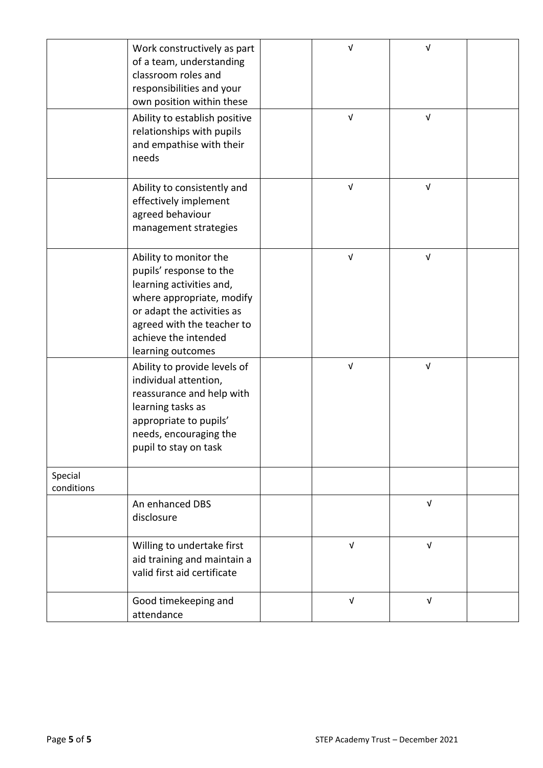| | | | | | |
|---|---|---|---|---|---|
| | Work constructively as part of a team, understanding classroom roles and responsibilities and your own position within these | | √ | √ | |
| | Ability to establish positive relationships with pupils and empathise with their needs | | √ | √ | |
| | Ability to consistently and effectively implement agreed behaviour management strategies | | √ | √ | |
| | Ability to monitor the pupils' response to the learning activities and, where appropriate, modify or adapt the activities as agreed with the teacher to achieve the intended learning outcomes | | √ | √ | |
| | Ability to provide levels of individual attention, reassurance and help with learning tasks as appropriate to pupils' needs, encouraging the pupil to stay on task | | √ | √ | |
| Special conditions | | | | | |
| | An enhanced DBS disclosure | | | √ | |
| | Willing to undertake first aid training and maintain a valid first aid certificate | | √ | √ | |
| | Good timekeeping and attendance | | √ | √ | |

STEP Academy Trust – December 2021